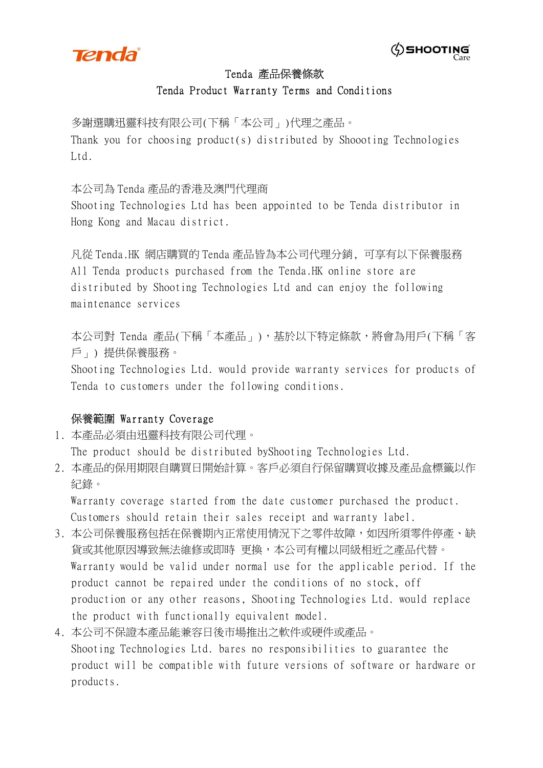# Tenda 產品保養條款

## Tenda Product Warranty Terms and Conditions

多謝選購迅靈科技有限公司(下稱「本公司」)代理之產品。
Thank you for choosing product(s) distributed by Shoooting Technologies Ltd.

本公司為 Tenda 產品的香港及澳門代理商
Shooting Technologies Ltd has been appointed to be Tenda distributor in Hong Kong and Macau district.

凡從 Tenda.HK 網店購買的 Tenda 產品皆為本公司代理分銷, 可享有以下保養服務
All Tenda products purchased from the Tenda.HK online store are distributed by Shooting Technologies Ltd and can enjoy the following maintenance services

本公司對 Tenda 產品(下稱「本產品」)，基於以下特定條款，將會為用戶(下稱「客戶」) 提供保養服務。
Shooting Technologies Ltd. would provide warranty services for products of Tenda to customers under the following conditions.

**保養範圍 Warranty Coverage**

1. 本產品必須由迅靈科技有限公司代理。
   The product should be distributed byShooting Technologies Ltd.
2. 本產品的保用期限自購買日開始計算。客戶必須自行保留購買收據及產品盒標籤以作紀錄。
   Warranty coverage started from the date customer purchased the product. Customers should retain their sales receipt and warranty label.
3. 本公司保養服務包括在保養期內正常使用情況下之零件故障，如因所須零件停產、缺貨或其他原因導致無法維修或即時 更換，本公司有權以同級相近之產品代替。
   Warranty would be valid under normal use for the applicable period. If the product cannot be repaired under the conditions of no stock, off production or any other reasons, Shooting Technologies Ltd. would replace the product with functionally equivalent model.
4. 本公司不保證本產品能兼容日後市場推出之軟件或硬件或產品。
   Shooting Technologies Ltd. bares no responsibilities to guarantee the product will be compatible with future versions of software or hardware or products.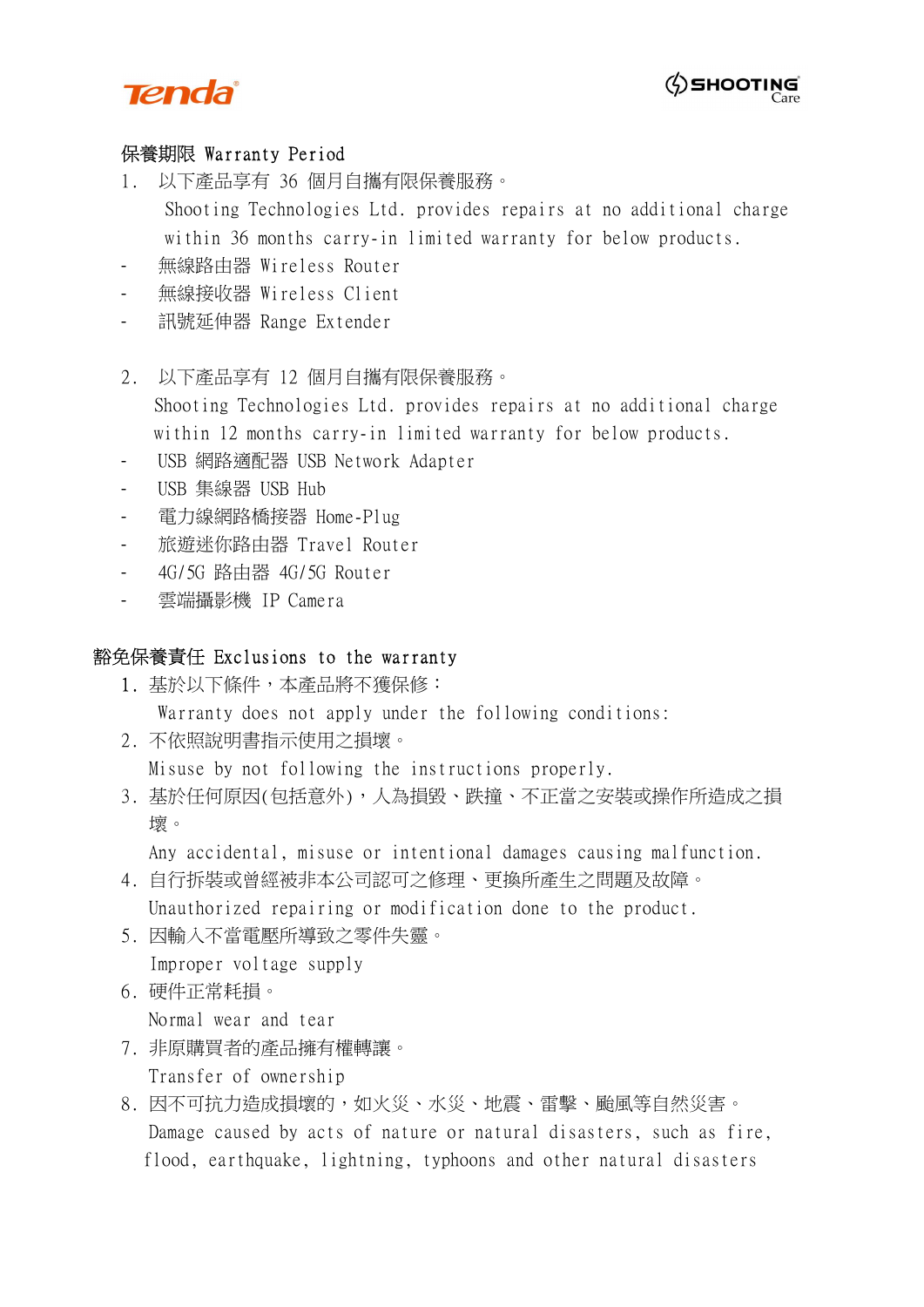## 保養期限 Warranty Period

1. 以下產品享有 36 個月自攜有限保養服務。

   Shooting Technologies Ltd. provides repairs at no additional charge within 36 months carry-in limited warranty for below products.

- 無線路由器 Wireless Router
- 無線接收器 Wireless Client
- 訊號延伸器 Range Extender

2. 以下產品享有 12 個月自攜有限保養服務。

   Shooting Technologies Ltd. provides repairs at no additional charge within 12 months carry-in limited warranty for below products.

- USB 網路適配器 USB Network Adapter
- USB 集線器 USB Hub
- 電力線網路橋接器 Home-Plug
- 旅遊迷你路由器 Travel Router
- 4G/5G 路由器 4G/5G Router
- 雲端攝影機 IP Camera

## 豁免保養責任 Exclusions to the warranty

1. 基於以下條件，本產品將不獲保修：

   Warranty does not apply under the following conditions:
2. 不依照說明書指示使用之損壞。

   Misuse by not following the instructions properly.
3. 基於任何原因(包括意外)，人為損毀、跌撞、不正當之安裝或操作所造成之損壞。

   Any accidental, misuse or intentional damages causing malfunction.
4. 自行拆裝或曾經被非本公司認可之修理、更換所產生之問題及故障。

   Unauthorized repairing or modification done to the product.
5. 因輸入不當電壓所導致之零件失靈。

   Improper voltage supply
6. 硬件正常耗損。

   Normal wear and tear
7. 非原購買者的產品擁有權轉讓。

   Transfer of ownership
8. 因不可抗力造成損壞的，如火災、水災、地震、雷擊、颱風等自然災害。

   Damage caused by acts of nature or natural disasters, such as fire, flood, earthquake, lightning, typhoons and other natural disasters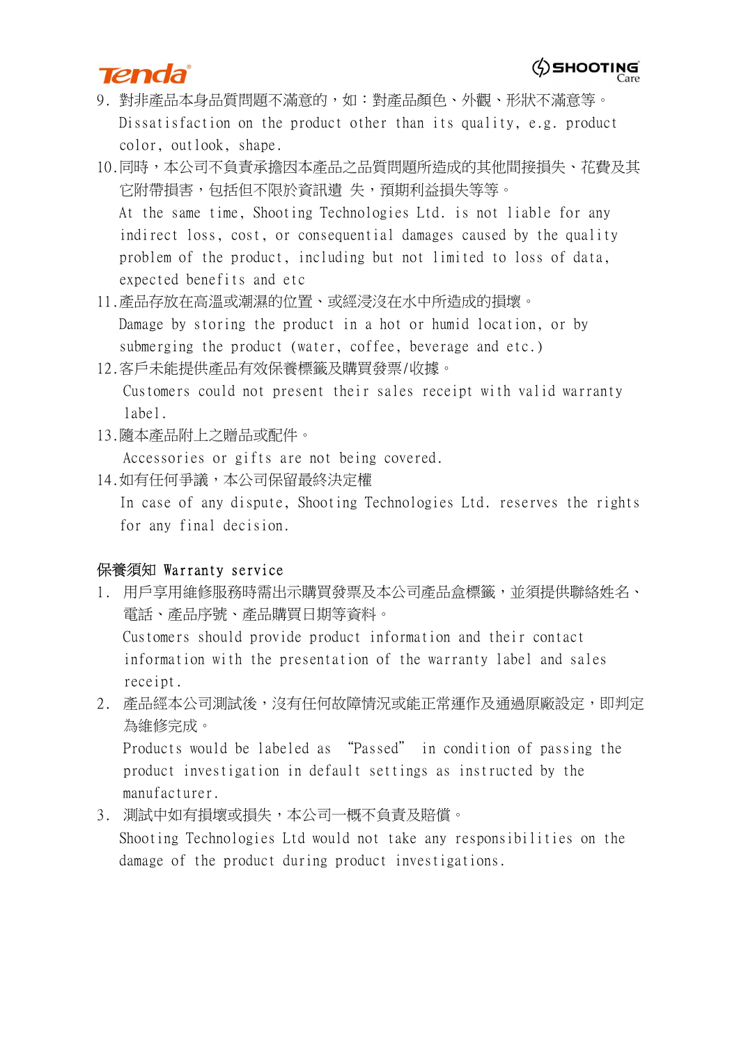9. 對非產品本身品質問題不滿意的，如：對產品顏色、外觀、形狀不滿意等。
   Dissatisfaction on the product other than its quality, e.g. product color, outlook, shape.
10. 同時，本公司不負責承擔因本產品之品質問題所造成的其他間接損失、花費及其它附帶損害，包括但不限於資訊遺 失，預期利益損失等等。
    At the same time, Shooting Technologies Ltd. is not liable for any indirect loss, cost, or consequential damages caused by the quality problem of the product, including but not limited to loss of data, expected benefits and etc
11. 產品存放在高溫或潮濕的位置、或經浸沒在水中所造成的損壞。
    Damage by storing the product in a hot or humid location, or by submerging the product (water, coffee, beverage and etc.)
12. 客戶未能提供產品有效保養標籤及購買發票/收據。
    Customers could not present their sales receipt with valid warranty label.
13. 隨本產品附上之贈品或配件。
    Accessories or gifts are not being covered.
14. 如有任何爭議，本公司保留最終決定權
    In case of any dispute, Shooting Technologies Ltd. reserves the rights for any final decision.

保養須知 Warranty service

1. 用戶享用維修服務時需出示購買發票及本公司產品盒標籤，並須提供聯絡姓名、電話、產品序號、產品購買日期等資料。
   Customers should provide product information and their contact information with the presentation of the warranty label and sales receipt.
2. 產品經本公司測試後，沒有任何故障情況或能正常運作及通過原廠設定，即判定為維修完成。
   Products would be labeled as "Passed" in condition of passing the product investigation in default settings as instructed by the manufacturer.
3. 測試中如有損壞或損失，本公司一概不負責及賠償。
   Shooting Technologies Ltd would not take any responsibilities on the damage of the product during product investigations.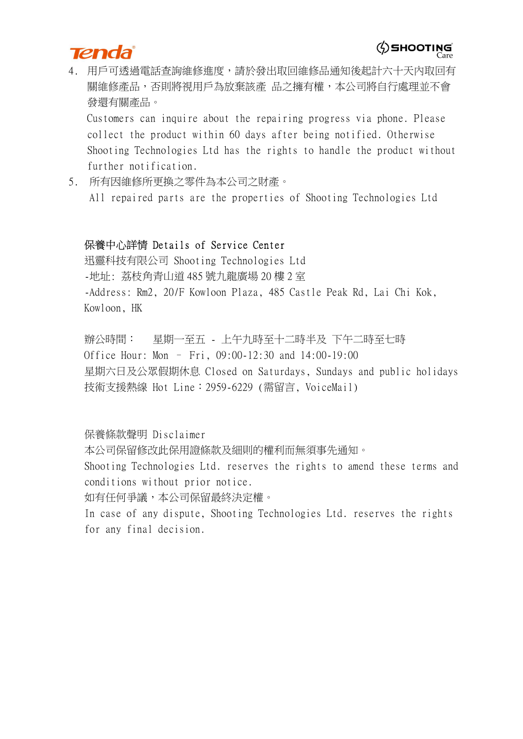4. 用戶可透過電話查詢維修進度，請於發出取回維修品通知後起計六十天內取回有關維修產品，否則將視用戶為放棄該產 品之擁有權，本公司將自行處理並不會發還有關產品。

   Customers can inquire about the repairing progress via phone. Please collect the product within 60 days after being notified. Otherwise Shooting Technologies Ltd has the rights to handle the product without further notification.

5. 所有因維修所更換之零件為本公司之財產。

   All repaired parts are the properties of Shooting Technologies Ltd

保養中心詳情 Details of Service Center

迅靈科技有限公司 Shooting Technologies Ltd

-地址: 荔枝角青山道 485 號九龍廣場 20 樓 2 室

-Address: Rm2, 20/F Kowloon Plaza, 485 Castle Peak Rd, Lai Chi Kok, Kowloon, HK

辦公時間： 星期一至五 - 上午九時至十二時半及 下午二時至七時

Office Hour: Mon – Fri, 09:00-12:30 and 14:00-19:00

星期六日及公眾假期休息 Closed on Saturdays, Sundays and public holidays

技術支援熱線 Hot Line：2959-6229 (需留言, VoiceMail)

保養條款聲明 Disclaimer

本公司保留修改此保用證條款及細則的權利而無須事先通知。

Shooting Technologies Ltd. reserves the rights to amend these terms and conditions without prior notice.

如有任何爭議，本公司保留最終決定權。

In case of any dispute, Shooting Technologies Ltd. reserves the rights for any final decision.